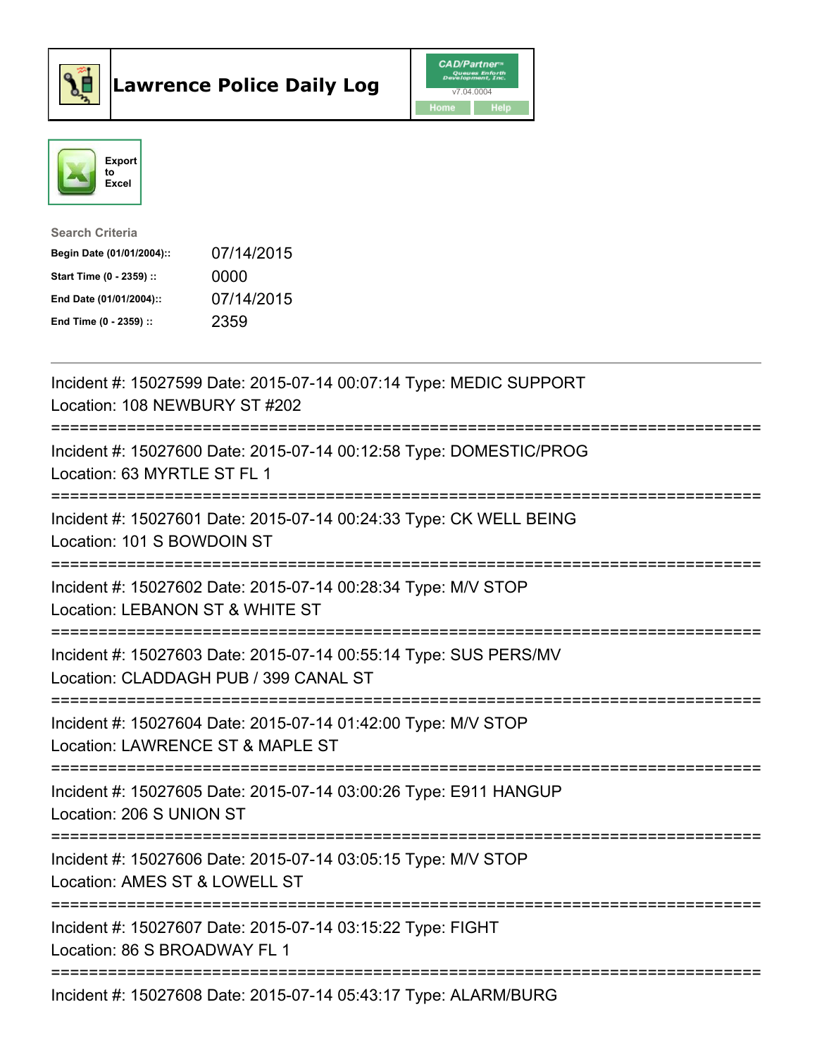# Lawrence Police Daily Log

CAD/Partner
v7.04.0004
Home Help

Export to Excel

Search Criteria

| | |
|---|---|
| **Begin Date (01/01/2004)::** | 07/14/2015 |
| **Start Time (0 - 2359) ::** | 0000 |
| **End Date (01/01/2004)::** | 07/14/2015 |
| **End Time (0 - 2359) ::** | 2359 |

---

Incident #: 15027599 Date: 2015-07-14 00:07:14 Type: MEDIC SUPPORT
Location: 108 NEWBURY ST #202

===========================================================================

Incident #: 15027600 Date: 2015-07-14 00:12:58 Type: DOMESTIC/PROG
Location: 63 MYRTLE ST FL 1

===========================================================================

Incident #: 15027601 Date: 2015-07-14 00:24:33 Type: CK WELL BEING
Location: 101 S BOWDOIN ST

===========================================================================

Incident #: 15027602 Date: 2015-07-14 00:28:34 Type: M/V STOP
Location: LEBANON ST & WHITE ST

===========================================================================

Incident #: 15027603 Date: 2015-07-14 00:55:14 Type: SUS PERS/MV
Location: CLADDAGH PUB / 399 CANAL ST

===========================================================================

Incident #: 15027604 Date: 2015-07-14 01:42:00 Type: M/V STOP
Location: LAWRENCE ST & MAPLE ST

===========================================================================

Incident #: 15027605 Date: 2015-07-14 03:00:26 Type: E911 HANGUP
Location: 206 S UNION ST

===========================================================================

Incident #: 15027606 Date: 2015-07-14 03:05:15 Type: M/V STOP
Location: AMES ST & LOWELL ST

===========================================================================

Incident #: 15027607 Date: 2015-07-14 03:15:22 Type: FIGHT
Location: 86 S BROADWAY FL 1

===========================================================================

Incident #: 15027608 Date: 2015-07-14 05:43:17 Type: ALARM/BURG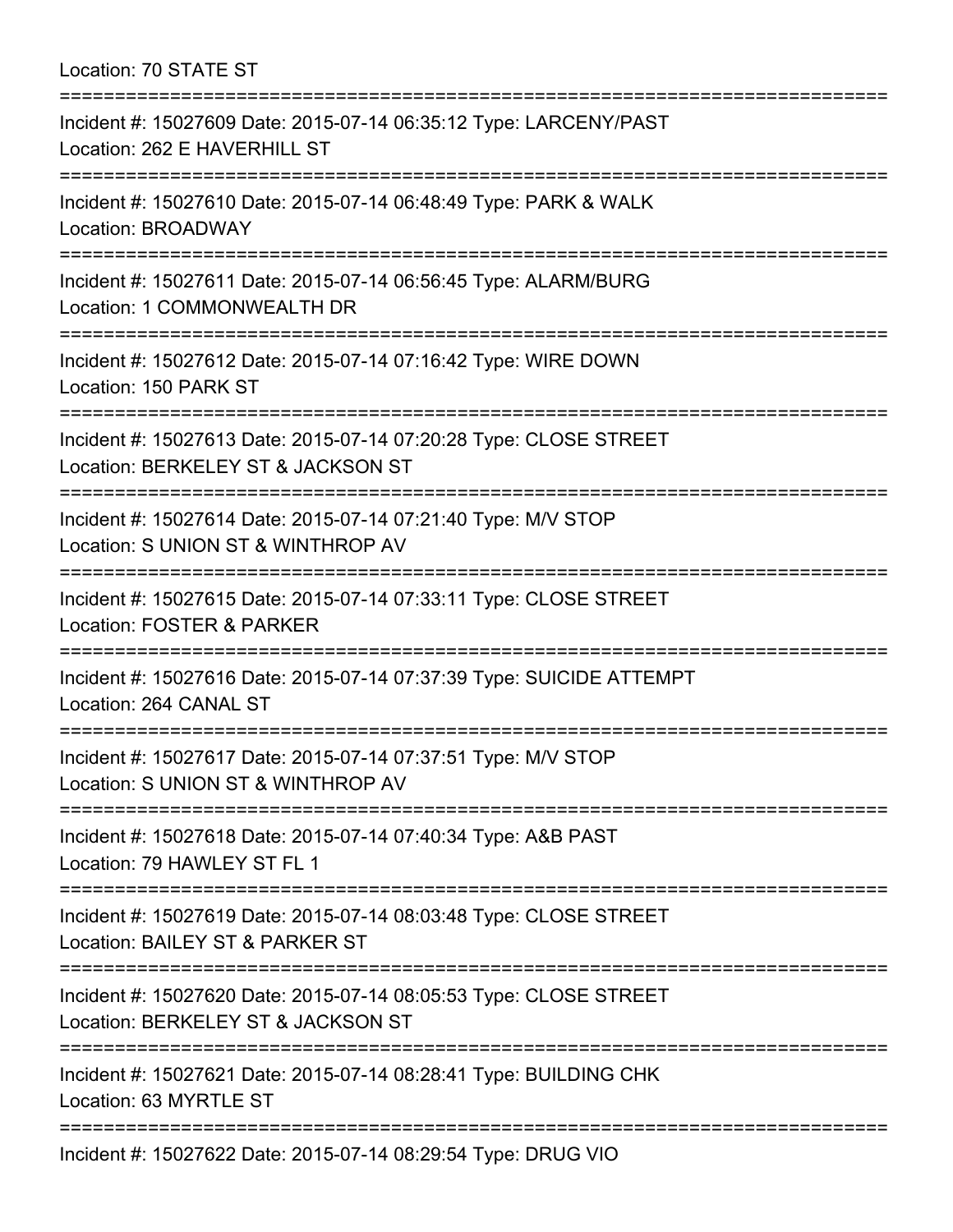Location: 70 STATE ST

===========================================================================

Incident #: 15027609 Date: 2015-07-14 06:35:12 Type: LARCENY/PAST
Location: 262 E HAVERHILL ST

===========================================================================

Incident #: 15027610 Date: 2015-07-14 06:48:49 Type: PARK & WALK
Location: BROADWAY

===========================================================================

Incident #: 15027611 Date: 2015-07-14 06:56:45 Type: ALARM/BURG
Location: 1 COMMONWEALTH DR

===========================================================================

Incident #: 15027612 Date: 2015-07-14 07:16:42 Type: WIRE DOWN
Location: 150 PARK ST

===========================================================================

Incident #: 15027613 Date: 2015-07-14 07:20:28 Type: CLOSE STREET
Location: BERKELEY ST & JACKSON ST

===========================================================================

Incident #: 15027614 Date: 2015-07-14 07:21:40 Type: M/V STOP
Location: S UNION ST & WINTHROP AV

===========================================================================

Incident #: 15027615 Date: 2015-07-14 07:33:11 Type: CLOSE STREET
Location: FOSTER & PARKER

===========================================================================

Incident #: 15027616 Date: 2015-07-14 07:37:39 Type: SUICIDE ATTEMPT
Location: 264 CANAL ST

===========================================================================

Incident #: 15027617 Date: 2015-07-14 07:37:51 Type: M/V STOP
Location: S UNION ST & WINTHROP AV

===========================================================================

Incident #: 15027618 Date: 2015-07-14 07:40:34 Type: A&B PAST
Location: 79 HAWLEY ST FL 1

===========================================================================

Incident #: 15027619 Date: 2015-07-14 08:03:48 Type: CLOSE STREET
Location: BAILEY ST & PARKER ST

===========================================================================

Incident #: 15027620 Date: 2015-07-14 08:05:53 Type: CLOSE STREET
Location: BERKELEY ST & JACKSON ST

===========================================================================

Incident #: 15027621 Date: 2015-07-14 08:28:41 Type: BUILDING CHK
Location: 63 MYRTLE ST

===========================================================================

Incident #: 15027622 Date: 2015-07-14 08:29:54 Type: DRUG VIO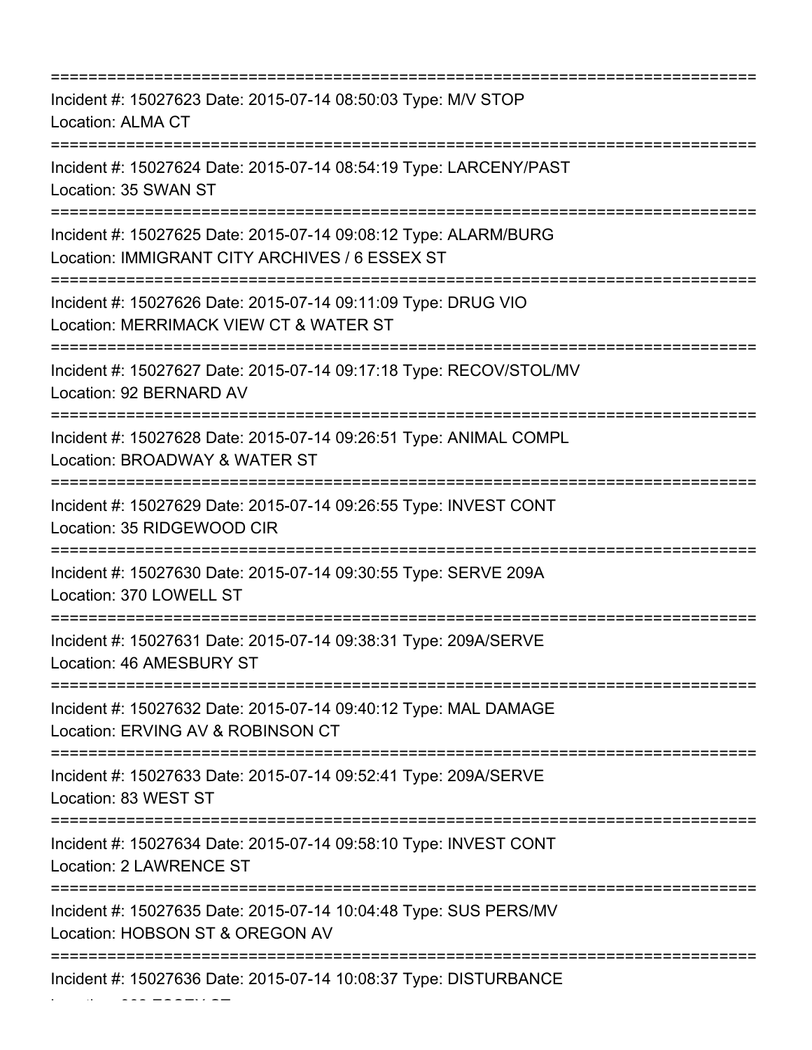===============================================================================

Incident #: 15027623 Date: 2015-07-14 08:50:03 Type: M/V STOP
Location: ALMA CT

===============================================================================

Incident #: 15027624 Date: 2015-07-14 08:54:19 Type: LARCENY/PAST
Location: 35 SWAN ST

===============================================================================

Incident #: 15027625 Date: 2015-07-14 09:08:12 Type: ALARM/BURG
Location: IMMIGRANT CITY ARCHIVES / 6 ESSEX ST

===============================================================================

Incident #: 15027626 Date: 2015-07-14 09:11:09 Type: DRUG VIO
Location: MERRIMACK VIEW CT & WATER ST

===============================================================================

Incident #: 15027627 Date: 2015-07-14 09:17:18 Type: RECOV/STOL/MV
Location: 92 BERNARD AV

===============================================================================

Incident #: 15027628 Date: 2015-07-14 09:26:51 Type: ANIMAL COMPL
Location: BROADWAY & WATER ST

===============================================================================

Incident #: 15027629 Date: 2015-07-14 09:26:55 Type: INVEST CONT
Location: 35 RIDGEWOOD CIR

===============================================================================

Incident #: 15027630 Date: 2015-07-14 09:30:55 Type: SERVE 209A
Location: 370 LOWELL ST

===============================================================================

Incident #: 15027631 Date: 2015-07-14 09:38:31 Type: 209A/SERVE
Location: 46 AMESBURY ST

===============================================================================

Incident #: 15027632 Date: 2015-07-14 09:40:12 Type: MAL DAMAGE
Location: ERVING AV & ROBINSON CT

===============================================================================

Incident #: 15027633 Date: 2015-07-14 09:52:41 Type: 209A/SERVE
Location: 83 WEST ST

===============================================================================

Incident #: 15027634 Date: 2015-07-14 09:58:10 Type: INVEST CONT
Location: 2 LAWRENCE ST

===============================================================================

Incident #: 15027635 Date: 2015-07-14 10:04:48 Type: SUS PERS/MV
Location: HOBSON ST & OREGON AV

===============================================================================

Incident #: 15027636 Date: 2015-07-14 10:08:37 Type: DISTURBANCE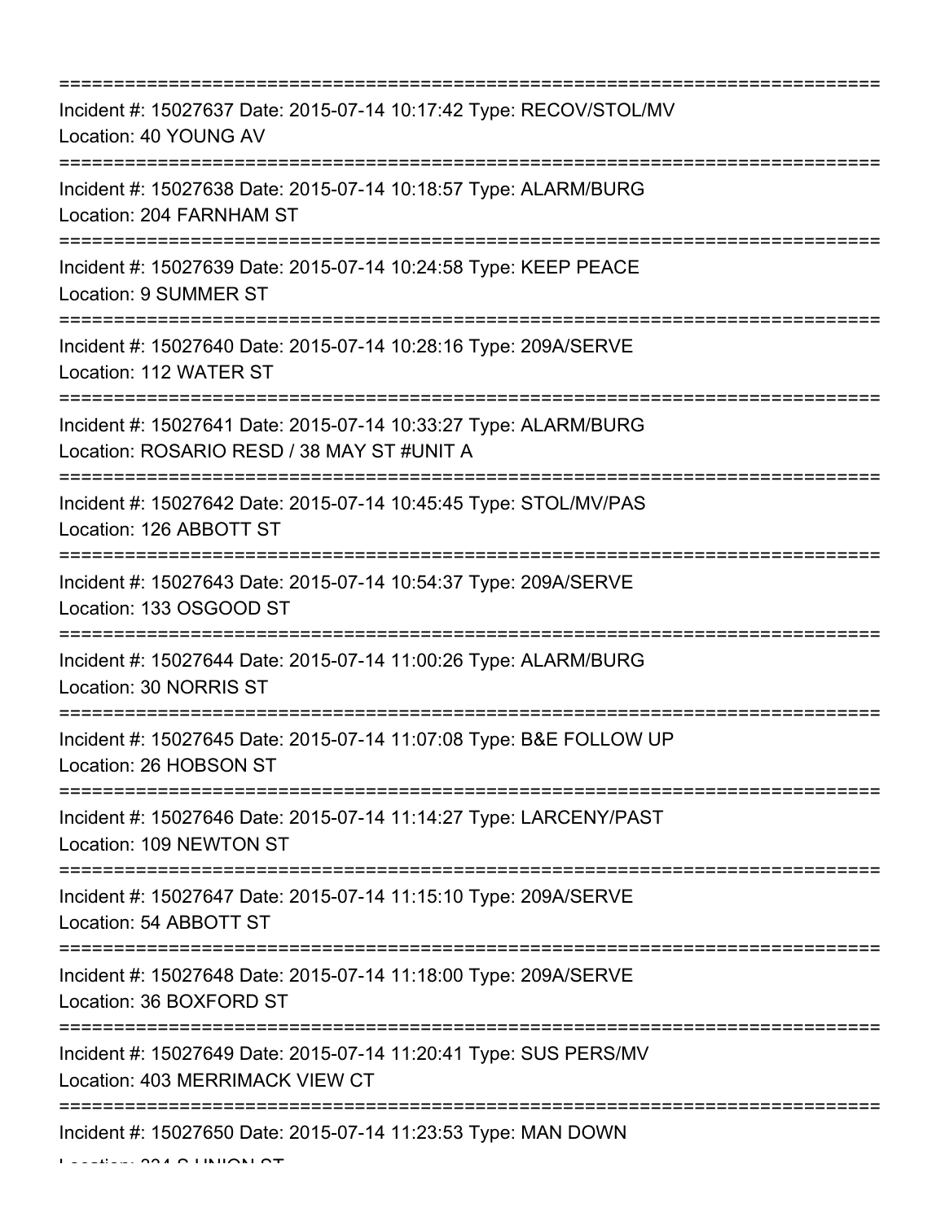===========================================================================
Incident #: 15027637 Date: 2015-07-14 10:17:42 Type: RECOV/STOL/MV
Location: 40 YOUNG AV
===========================================================================
Incident #: 15027638 Date: 2015-07-14 10:18:57 Type: ALARM/BURG
Location: 204 FARNHAM ST
===========================================================================
Incident #: 15027639 Date: 2015-07-14 10:24:58 Type: KEEP PEACE
Location: 9 SUMMER ST
===========================================================================
Incident #: 15027640 Date: 2015-07-14 10:28:16 Type: 209A/SERVE
Location: 112 WATER ST
===========================================================================
Incident #: 15027641 Date: 2015-07-14 10:33:27 Type: ALARM/BURG
Location: ROSARIO RESD / 38 MAY ST #UNIT A
===========================================================================
Incident #: 15027642 Date: 2015-07-14 10:45:45 Type: STOL/MV/PAS
Location: 126 ABBOTT ST
===========================================================================
Incident #: 15027643 Date: 2015-07-14 10:54:37 Type: 209A/SERVE
Location: 133 OSGOOD ST
===========================================================================
Incident #: 15027644 Date: 2015-07-14 11:00:26 Type: ALARM/BURG
Location: 30 NORRIS ST
===========================================================================
Incident #: 15027645 Date: 2015-07-14 11:07:08 Type: B&E FOLLOW UP
Location: 26 HOBSON ST
===========================================================================
Incident #: 15027646 Date: 2015-07-14 11:14:27 Type: LARCENY/PAST
Location: 109 NEWTON ST
===========================================================================
Incident #: 15027647 Date: 2015-07-14 11:15:10 Type: 209A/SERVE
Location: 54 ABBOTT ST
===========================================================================
Incident #: 15027648 Date: 2015-07-14 11:18:00 Type: 209A/SERVE
Location: 36 BOXFORD ST
===========================================================================
Incident #: 15027649 Date: 2015-07-14 11:20:41 Type: SUS PERS/MV
Location: 403 MERRIMACK VIEW CT
===========================================================================
Incident #: 15027650 Date: 2015-07-14 11:23:53 Type: MAN DOWN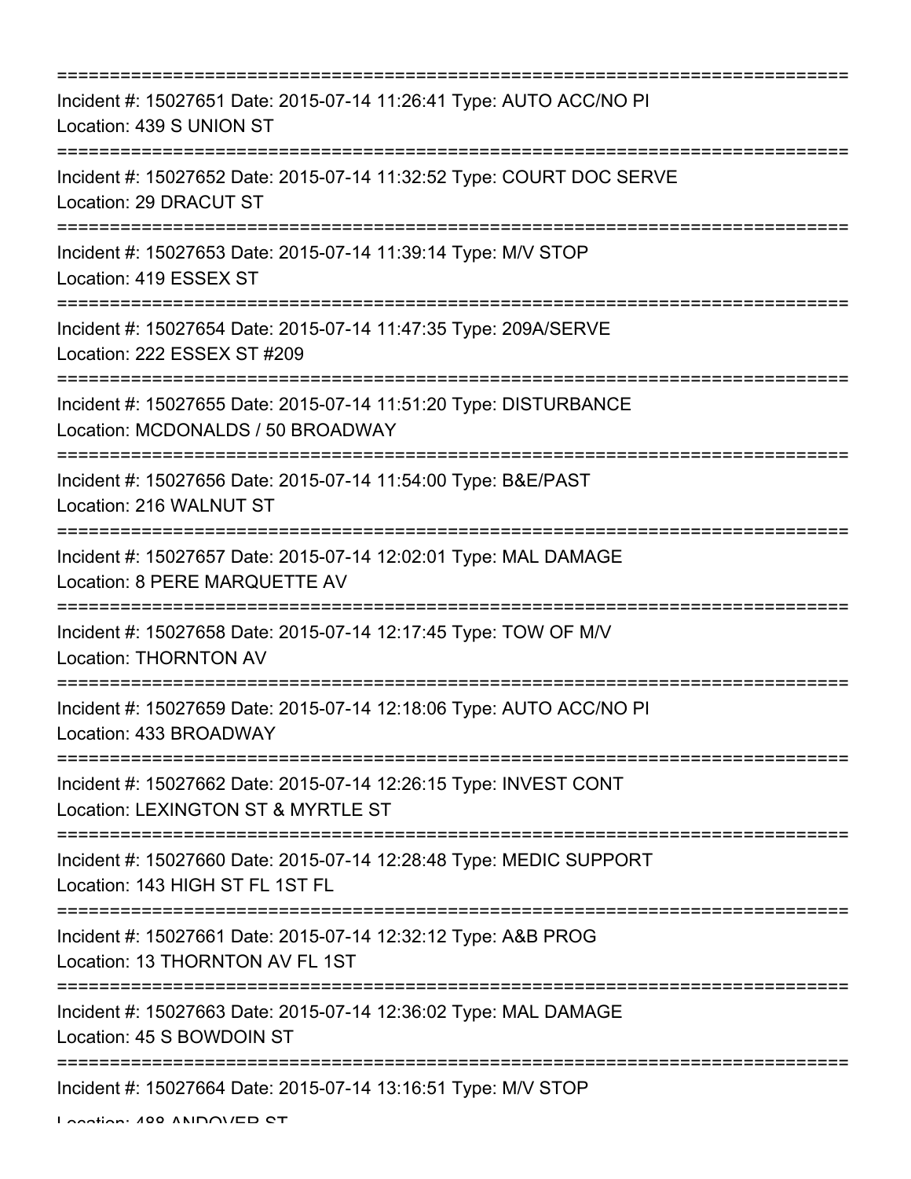===========================================================================

Incident #: 15027651 Date: 2015-07-14 11:26:41 Type: AUTO ACC/NO PI
Location: 439 S UNION ST

===========================================================================

Incident #: 15027652 Date: 2015-07-14 11:32:52 Type: COURT DOC SERVE
Location: 29 DRACUT ST

===========================================================================

Incident #: 15027653 Date: 2015-07-14 11:39:14 Type: M/V STOP
Location: 419 ESSEX ST

===========================================================================

Incident #: 15027654 Date: 2015-07-14 11:47:35 Type: 209A/SERVE
Location: 222 ESSEX ST #209

===========================================================================

Incident #: 15027655 Date: 2015-07-14 11:51:20 Type: DISTURBANCE
Location: MCDONALDS / 50 BROADWAY

===========================================================================

Incident #: 15027656 Date: 2015-07-14 11:54:00 Type: B&E/PAST
Location: 216 WALNUT ST

===========================================================================

Incident #: 15027657 Date: 2015-07-14 12:02:01 Type: MAL DAMAGE
Location: 8 PERE MARQUETTE AV

===========================================================================

Incident #: 15027658 Date: 2015-07-14 12:17:45 Type: TOW OF M/V
Location: THORNTON AV

===========================================================================

Incident #: 15027659 Date: 2015-07-14 12:18:06 Type: AUTO ACC/NO PI
Location: 433 BROADWAY

===========================================================================

Incident #: 15027662 Date: 2015-07-14 12:26:15 Type: INVEST CONT
Location: LEXINGTON ST & MYRTLE ST

===========================================================================

Incident #: 15027660 Date: 2015-07-14 12:28:48 Type: MEDIC SUPPORT
Location: 143 HIGH ST FL 1ST FL

===========================================================================

Incident #: 15027661 Date: 2015-07-14 12:32:12 Type: A&B PROG
Location: 13 THORNTON AV FL 1ST

===========================================================================

Incident #: 15027663 Date: 2015-07-14 12:36:02 Type: MAL DAMAGE
Location: 45 S BOWDOIN ST

===========================================================================

Incident #: 15027664 Date: 2015-07-14 13:16:51 Type: M/V STOP
Location: 488 ANDOVER ST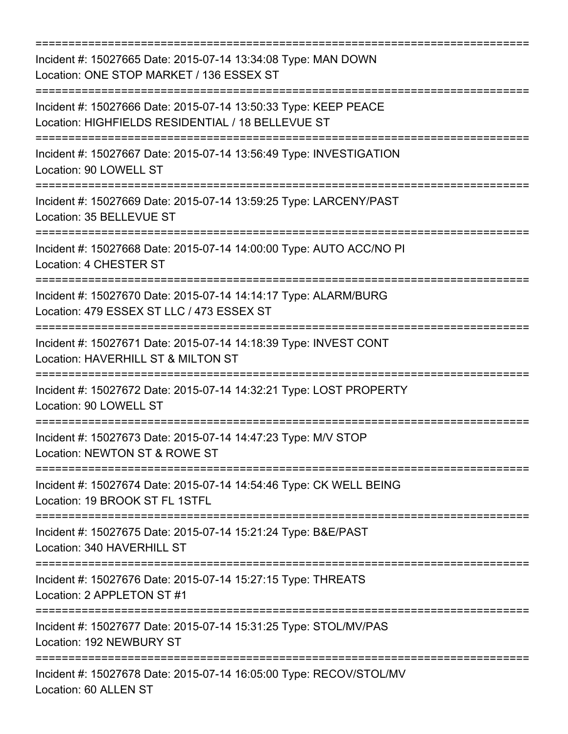===========================================================================

Incident #: 15027665 Date: 2015-07-14 13:34:08 Type: MAN DOWN
Location: ONE STOP MARKET / 136 ESSEX ST

===========================================================================

Incident #: 15027666 Date: 2015-07-14 13:50:33 Type: KEEP PEACE
Location: HIGHFIELDS RESIDENTIAL / 18 BELLEVUE ST

===========================================================================

Incident #: 15027667 Date: 2015-07-14 13:56:49 Type: INVESTIGATION
Location: 90 LOWELL ST

===========================================================================

Incident #: 15027669 Date: 2015-07-14 13:59:25 Type: LARCENY/PAST
Location: 35 BELLEVUE ST

===========================================================================

Incident #: 15027668 Date: 2015-07-14 14:00:00 Type: AUTO ACC/NO PI
Location: 4 CHESTER ST

===========================================================================

Incident #: 15027670 Date: 2015-07-14 14:14:17 Type: ALARM/BURG
Location: 479 ESSEX ST LLC / 473 ESSEX ST

===========================================================================

Incident #: 15027671 Date: 2015-07-14 14:18:39 Type: INVEST CONT
Location: HAVERHILL ST & MILTON ST

===========================================================================

Incident #: 15027672 Date: 2015-07-14 14:32:21 Type: LOST PROPERTY
Location: 90 LOWELL ST

===========================================================================

Incident #: 15027673 Date: 2015-07-14 14:47:23 Type: M/V STOP
Location: NEWTON ST & ROWE ST

===========================================================================

Incident #: 15027674 Date: 2015-07-14 14:54:46 Type: CK WELL BEING
Location: 19 BROOK ST FL 1STFL

===========================================================================

Incident #: 15027675 Date: 2015-07-14 15:21:24 Type: B&E/PAST
Location: 340 HAVERHILL ST

===========================================================================

Incident #: 15027676 Date: 2015-07-14 15:27:15 Type: THREATS
Location: 2 APPLETON ST #1

===========================================================================

Incident #: 15027677 Date: 2015-07-14 15:31:25 Type: STOL/MV/PAS
Location: 192 NEWBURY ST

===========================================================================

Incident #: 15027678 Date: 2015-07-14 16:05:00 Type: RECOV/STOL/MV
Location: 60 ALLEN ST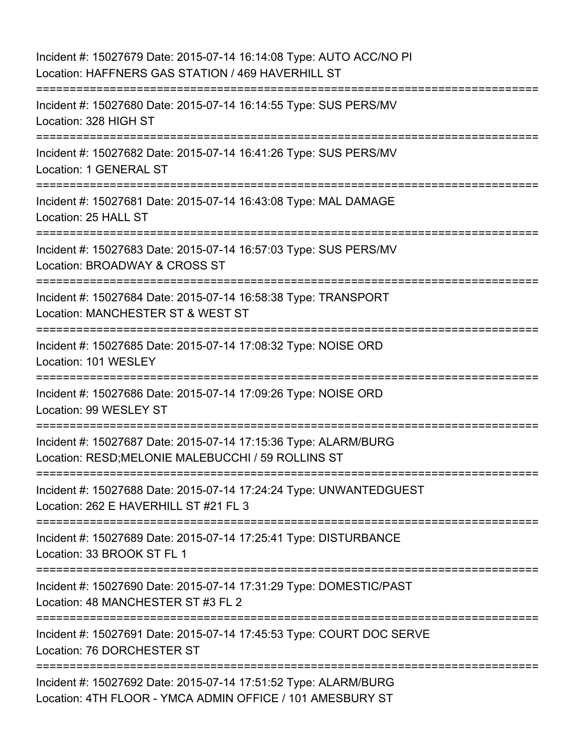Incident #: 15027679 Date: 2015-07-14 16:14:08 Type: AUTO ACC/NO PI
Location: HAFFNERS GAS STATION / 469 HAVERHILL ST

===========================================================================

Incident #: 15027680 Date: 2015-07-14 16:14:55 Type: SUS PERS/MV
Location: 328 HIGH ST

===========================================================================

Incident #: 15027682 Date: 2015-07-14 16:41:26 Type: SUS PERS/MV
Location: 1 GENERAL ST

===========================================================================

Incident #: 15027681 Date: 2015-07-14 16:43:08 Type: MAL DAMAGE
Location: 25 HALL ST

===========================================================================

Incident #: 15027683 Date: 2015-07-14 16:57:03 Type: SUS PERS/MV
Location: BROADWAY & CROSS ST

===========================================================================

Incident #: 15027684 Date: 2015-07-14 16:58:38 Type: TRANSPORT
Location: MANCHESTER ST & WEST ST

===========================================================================

Incident #: 15027685 Date: 2015-07-14 17:08:32 Type: NOISE ORD
Location: 101 WESLEY

===========================================================================

Incident #: 15027686 Date: 2015-07-14 17:09:26 Type: NOISE ORD
Location: 99 WESLEY ST

===========================================================================

Incident #: 15027687 Date: 2015-07-14 17:15:36 Type: ALARM/BURG
Location: RESD;MELONIE MALEBUCCHI / 59 ROLLINS ST

===========================================================================

Incident #: 15027688 Date: 2015-07-14 17:24:24 Type: UNWANTEDGUEST
Location: 262 E HAVERHILL ST #21 FL 3

===========================================================================

Incident #: 15027689 Date: 2015-07-14 17:25:41 Type: DISTURBANCE
Location: 33 BROOK ST FL 1

===========================================================================

Incident #: 15027690 Date: 2015-07-14 17:31:29 Type: DOMESTIC/PAST
Location: 48 MANCHESTER ST #3 FL 2

===========================================================================

Incident #: 15027691 Date: 2015-07-14 17:45:53 Type: COURT DOC SERVE
Location: 76 DORCHESTER ST

===========================================================================

Incident #: 15027692 Date: 2015-07-14 17:51:52 Type: ALARM/BURG
Location: 4TH FLOOR - YMCA ADMIN OFFICE / 101 AMESBURY ST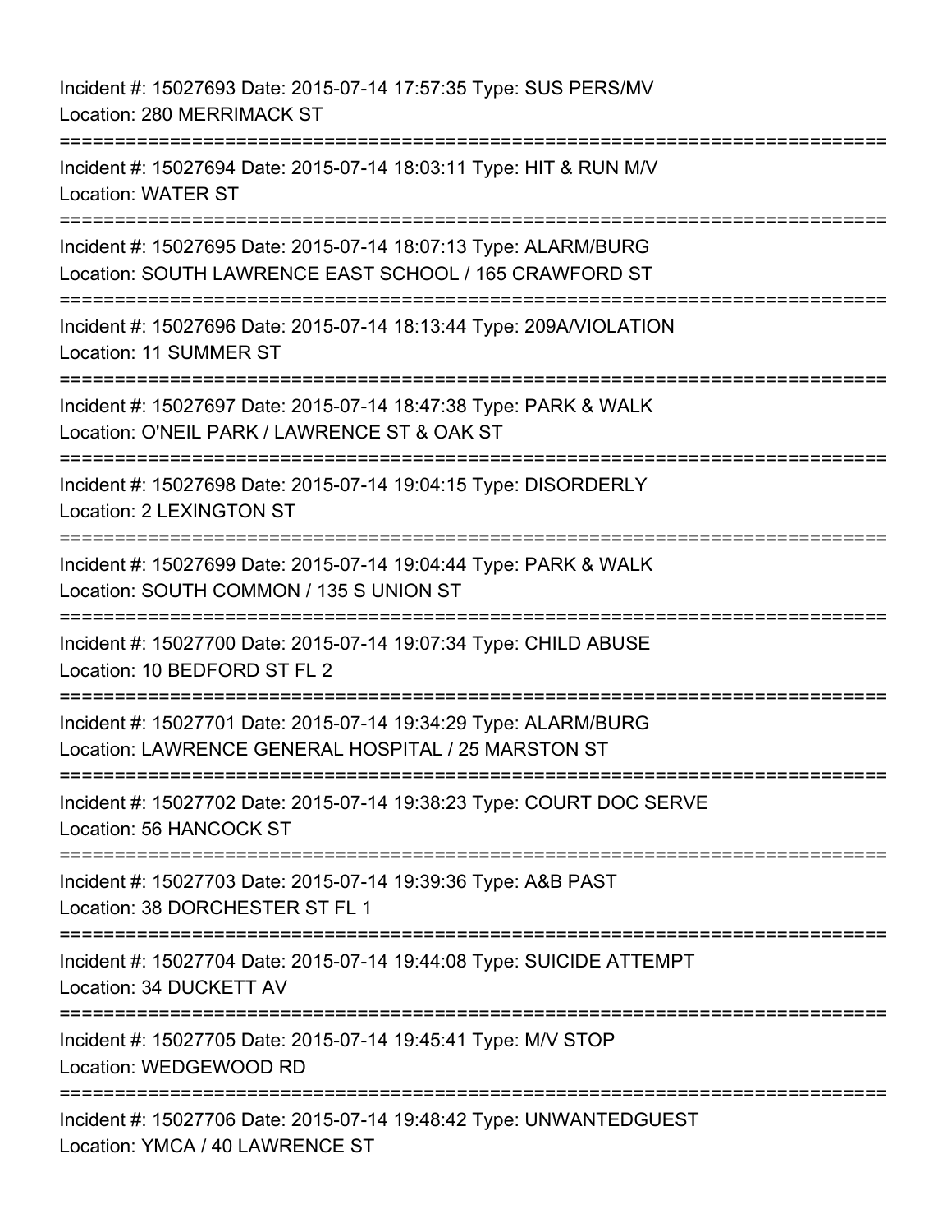Incident #: 15027693 Date: 2015-07-14 17:57:35 Type: SUS PERS/MV
Location: 280 MERRIMACK ST

===========================================================================

Incident #: 15027694 Date: 2015-07-14 18:03:11 Type: HIT & RUN M/V
Location: WATER ST

===========================================================================

Incident #: 15027695 Date: 2015-07-14 18:07:13 Type: ALARM/BURG
Location: SOUTH LAWRENCE EAST SCHOOL / 165 CRAWFORD ST

===========================================================================

Incident #: 15027696 Date: 2015-07-14 18:13:44 Type: 209A/VIOLATION
Location: 11 SUMMER ST

===========================================================================

Incident #: 15027697 Date: 2015-07-14 18:47:38 Type: PARK & WALK
Location: O'NEIL PARK / LAWRENCE ST & OAK ST

===========================================================================

Incident #: 15027698 Date: 2015-07-14 19:04:15 Type: DISORDERLY
Location: 2 LEXINGTON ST

===========================================================================

Incident #: 15027699 Date: 2015-07-14 19:04:44 Type: PARK & WALK
Location: SOUTH COMMON / 135 S UNION ST

===========================================================================

Incident #: 15027700 Date: 2015-07-14 19:07:34 Type: CHILD ABUSE
Location: 10 BEDFORD ST FL 2

===========================================================================

Incident #: 15027701 Date: 2015-07-14 19:34:29 Type: ALARM/BURG
Location: LAWRENCE GENERAL HOSPITAL / 25 MARSTON ST

===========================================================================

Incident #: 15027702 Date: 2015-07-14 19:38:23 Type: COURT DOC SERVE
Location: 56 HANCOCK ST

===========================================================================

Incident #: 15027703 Date: 2015-07-14 19:39:36 Type: A&B PAST
Location: 38 DORCHESTER ST FL 1

===========================================================================

Incident #: 15027704 Date: 2015-07-14 19:44:08 Type: SUICIDE ATTEMPT
Location: 34 DUCKETT AV

===========================================================================

Incident #: 15027705 Date: 2015-07-14 19:45:41 Type: M/V STOP
Location: WEDGEWOOD RD

===========================================================================

Incident #: 15027706 Date: 2015-07-14 19:48:42 Type: UNWANTEDGUEST
Location: YMCA / 40 LAWRENCE ST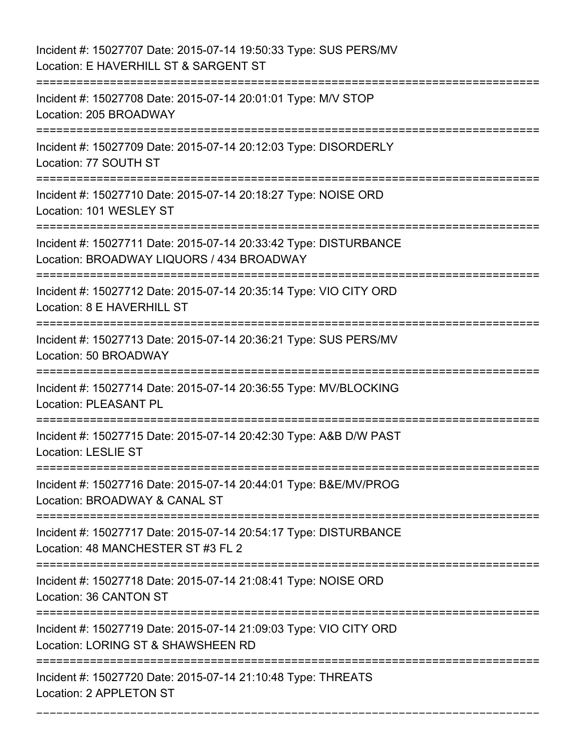Incident #: 15027707 Date: 2015-07-14 19:50:33 Type: SUS PERS/MV
Location: E HAVERHILL ST & SARGENT ST

===========================================================================

Incident #: 15027708 Date: 2015-07-14 20:01:01 Type: M/V STOP
Location: 205 BROADWAY

===========================================================================

Incident #: 15027709 Date: 2015-07-14 20:12:03 Type: DISORDERLY
Location: 77 SOUTH ST

===========================================================================

Incident #: 15027710 Date: 2015-07-14 20:18:27 Type: NOISE ORD
Location: 101 WESLEY ST

===========================================================================

Incident #: 15027711 Date: 2015-07-14 20:33:42 Type: DISTURBANCE
Location: BROADWAY LIQUORS / 434 BROADWAY

===========================================================================

Incident #: 15027712 Date: 2015-07-14 20:35:14 Type: VIO CITY ORD
Location: 8 E HAVERHILL ST

===========================================================================

Incident #: 15027713 Date: 2015-07-14 20:36:21 Type: SUS PERS/MV
Location: 50 BROADWAY

===========================================================================

Incident #: 15027714 Date: 2015-07-14 20:36:55 Type: MV/BLOCKING
Location: PLEASANT PL

===========================================================================

Incident #: 15027715 Date: 2015-07-14 20:42:30 Type: A&B D/W PAST
Location: LESLIE ST

===========================================================================

Incident #: 15027716 Date: 2015-07-14 20:44:01 Type: B&E/MV/PROG
Location: BROADWAY & CANAL ST

===========================================================================

Incident #: 15027717 Date: 2015-07-14 20:54:17 Type: DISTURBANCE
Location: 48 MANCHESTER ST #3 FL 2

===========================================================================

Incident #: 15027718 Date: 2015-07-14 21:08:41 Type: NOISE ORD
Location: 36 CANTON ST

===========================================================================

Incident #: 15027719 Date: 2015-07-14 21:09:03 Type: VIO CITY ORD
Location: LORING ST & SHAWSHEEN RD

===========================================================================

Incident #: 15027720 Date: 2015-07-14 21:10:48 Type: THREATS
Location: 2 APPLETON ST

---------------------------------------------------------------------------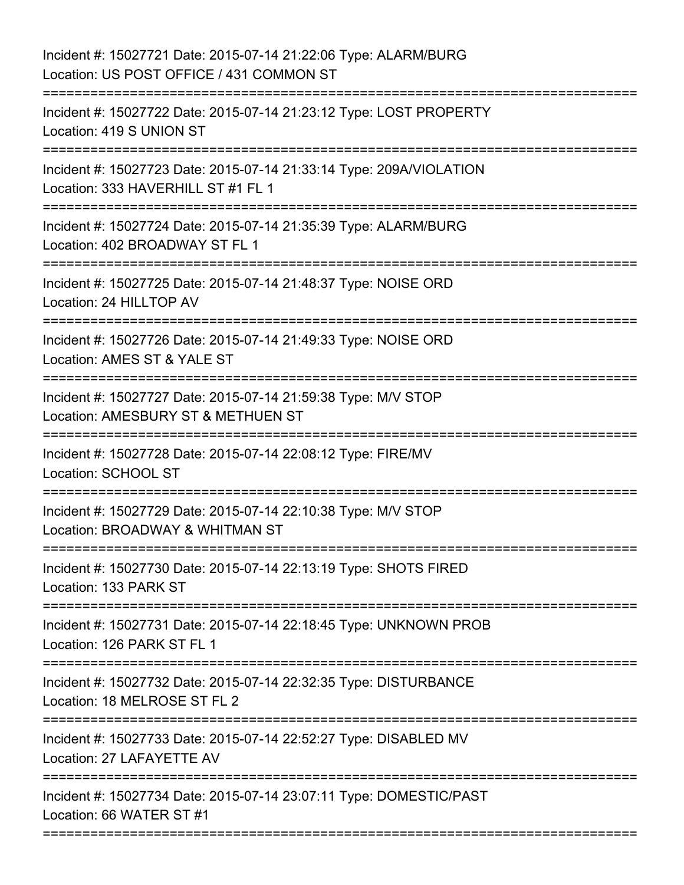Incident #: 15027721 Date: 2015-07-14 21:22:06 Type: ALARM/BURG
Location: US POST OFFICE / 431 COMMON ST

===========================================================================

Incident #: 15027722 Date: 2015-07-14 21:23:12 Type: LOST PROPERTY
Location: 419 S UNION ST

===========================================================================

Incident #: 15027723 Date: 2015-07-14 21:33:14 Type: 209A/VIOLATION
Location: 333 HAVERHILL ST #1 FL 1

===========================================================================

Incident #: 15027724 Date: 2015-07-14 21:35:39 Type: ALARM/BURG
Location: 402 BROADWAY ST FL 1

===========================================================================

Incident #: 15027725 Date: 2015-07-14 21:48:37 Type: NOISE ORD
Location: 24 HILLTOP AV

===========================================================================

Incident #: 15027726 Date: 2015-07-14 21:49:33 Type: NOISE ORD
Location: AMES ST & YALE ST

===========================================================================

Incident #: 15027727 Date: 2015-07-14 21:59:38 Type: M/V STOP
Location: AMESBURY ST & METHUEN ST

===========================================================================

Incident #: 15027728 Date: 2015-07-14 22:08:12 Type: FIRE/MV
Location: SCHOOL ST

===========================================================================

Incident #: 15027729 Date: 2015-07-14 22:10:38 Type: M/V STOP
Location: BROADWAY & WHITMAN ST

===========================================================================

Incident #: 15027730 Date: 2015-07-14 22:13:19 Type: SHOTS FIRED
Location: 133 PARK ST

===========================================================================

Incident #: 15027731 Date: 2015-07-14 22:18:45 Type: UNKNOWN PROB
Location: 126 PARK ST FL 1

===========================================================================

Incident #: 15027732 Date: 2015-07-14 22:32:35 Type: DISTURBANCE
Location: 18 MELROSE ST FL 2

===========================================================================

Incident #: 15027733 Date: 2015-07-14 22:52:27 Type: DISABLED MV
Location: 27 LAFAYETTE AV

===========================================================================

Incident #: 15027734 Date: 2015-07-14 23:07:11 Type: DOMESTIC/PAST
Location: 66 WATER ST #1

===========================================================================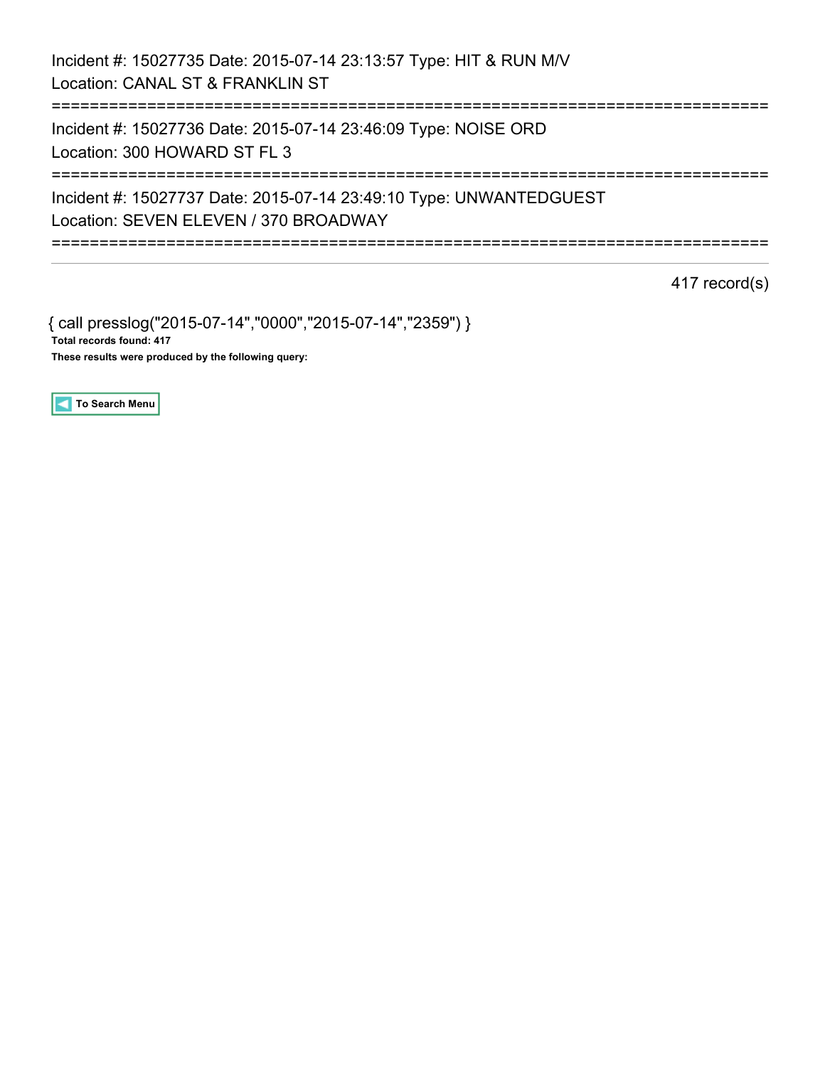Incident #: 15027735 Date: 2015-07-14 23:13:57 Type: HIT & RUN M/V
Location: CANAL ST & FRANKLIN ST

===========================================================================

Incident #: 15027736 Date: 2015-07-14 23:46:09 Type: NOISE ORD
Location: 300 HOWARD ST FL 3

===========================================================================

Incident #: 15027737 Date: 2015-07-14 23:49:10 Type: UNWANTEDGUEST
Location: SEVEN ELEVEN / 370 BROADWAY

===========================================================================

---

417 record(s)

{ call presslog("2015-07-14","0000","2015-07-14","2359") }

**Total records found: 417**

**These results were produced by the following query:**

To Search Menu